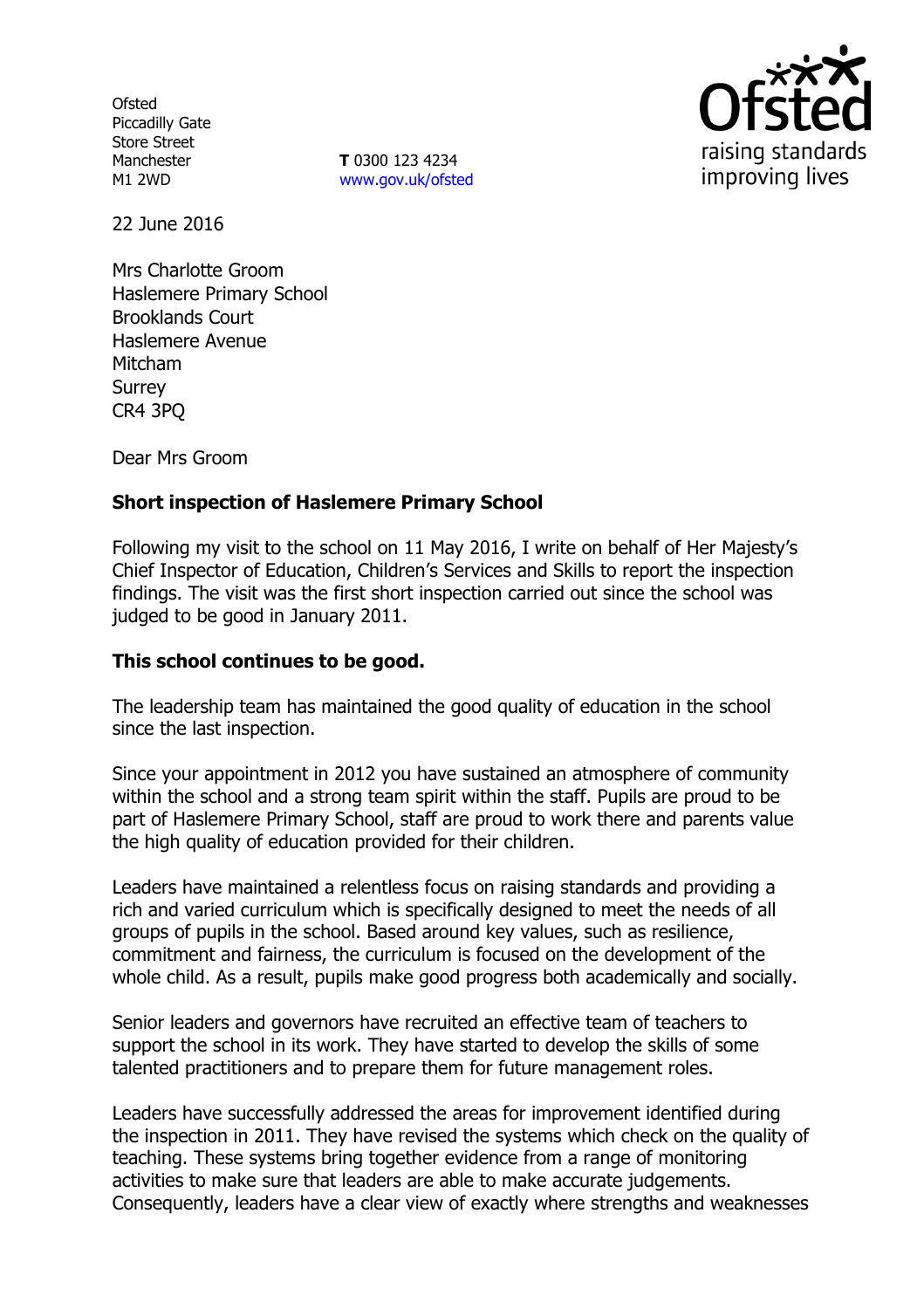Ofsted
Piccadilly Gate
Store Street
Manchester
M1 2WD

**T** 0300 123 4234
www.gov.uk/ofsted

22 June 2016

Mrs Charlotte Groom
Haslemere Primary School
Brooklands Court
Haslemere Avenue
Mitcham
Surrey
CR4 3PQ

Dear Mrs Groom

**Short inspection of Haslemere Primary School**

Following my visit to the school on 11 May 2016, I write on behalf of Her Majesty's Chief Inspector of Education, Children's Services and Skills to report the inspection findings. The visit was the first short inspection carried out since the school was judged to be good in January 2011.

**This school continues to be good.**

The leadership team has maintained the good quality of education in the school since the last inspection.

Since your appointment in 2012 you have sustained an atmosphere of community within the school and a strong team spirit within the staff. Pupils are proud to be part of Haslemere Primary School, staff are proud to work there and parents value the high quality of education provided for their children.

Leaders have maintained a relentless focus on raising standards and providing a rich and varied curriculum which is specifically designed to meet the needs of all groups of pupils in the school. Based around key values, such as resilience, commitment and fairness, the curriculum is focused on the development of the whole child. As a result, pupils make good progress both academically and socially.

Senior leaders and governors have recruited an effective team of teachers to support the school in its work. They have started to develop the skills of some talented practitioners and to prepare them for future management roles.

Leaders have successfully addressed the areas for improvement identified during the inspection in 2011. They have revised the systems which check on the quality of teaching. These systems bring together evidence from a range of monitoring activities to make sure that leaders are able to make accurate judgements. Consequently, leaders have a clear view of exactly where strengths and weaknesses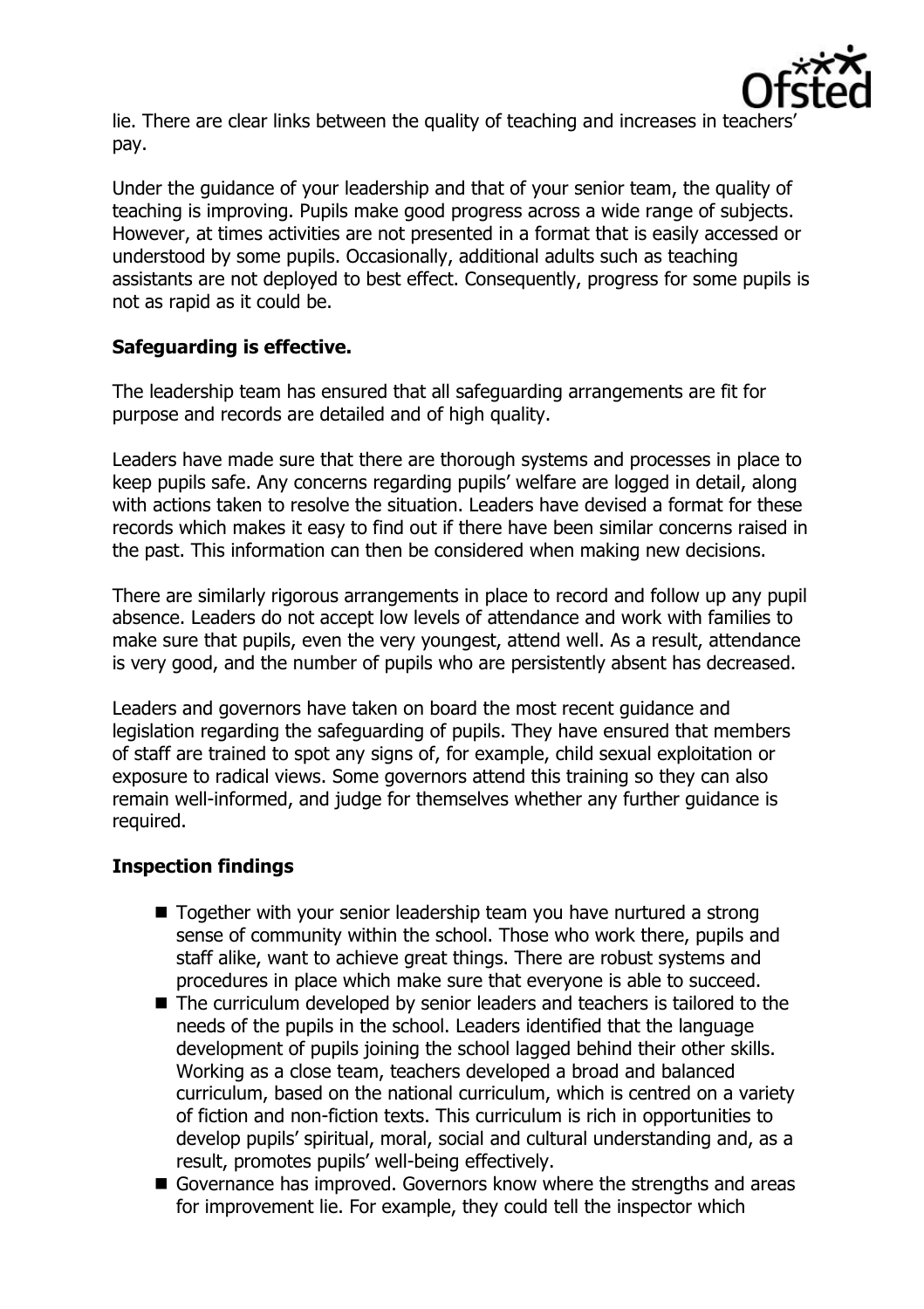lie. There are clear links between the quality of teaching and increases in teachers' pay.

Under the guidance of your leadership and that of your senior team, the quality of teaching is improving. Pupils make good progress across a wide range of subjects. However, at times activities are not presented in a format that is easily accessed or understood by some pupils. Occasionally, additional adults such as teaching assistants are not deployed to best effect. Consequently, progress for some pupils is not as rapid as it could be.

**Safeguarding is effective.**

The leadership team has ensured that all safeguarding arrangements are fit for purpose and records are detailed and of high quality.

Leaders have made sure that there are thorough systems and processes in place to keep pupils safe. Any concerns regarding pupils' welfare are logged in detail, along with actions taken to resolve the situation. Leaders have devised a format for these records which makes it easy to find out if there have been similar concerns raised in the past. This information can then be considered when making new decisions.

There are similarly rigorous arrangements in place to record and follow up any pupil absence. Leaders do not accept low levels of attendance and work with families to make sure that pupils, even the very youngest, attend well. As a result, attendance is very good, and the number of pupils who are persistently absent has decreased.

Leaders and governors have taken on board the most recent guidance and legislation regarding the safeguarding of pupils. They have ensured that members of staff are trained to spot any signs of, for example, child sexual exploitation or exposure to radical views. Some governors attend this training so they can also remain well-informed, and judge for themselves whether any further guidance is required.

**Inspection findings**

- Together with your senior leadership team you have nurtured a strong sense of community within the school. Those who work there, pupils and staff alike, want to achieve great things. There are robust systems and procedures in place which make sure that everyone is able to succeed.
- The curriculum developed by senior leaders and teachers is tailored to the needs of the pupils in the school. Leaders identified that the language development of pupils joining the school lagged behind their other skills. Working as a close team, teachers developed a broad and balanced curriculum, based on the national curriculum, which is centred on a variety of fiction and non-fiction texts. This curriculum is rich in opportunities to develop pupils' spiritual, moral, social and cultural understanding and, as a result, promotes pupils' well-being effectively.
- Governance has improved. Governors know where the strengths and areas for improvement lie. For example, they could tell the inspector which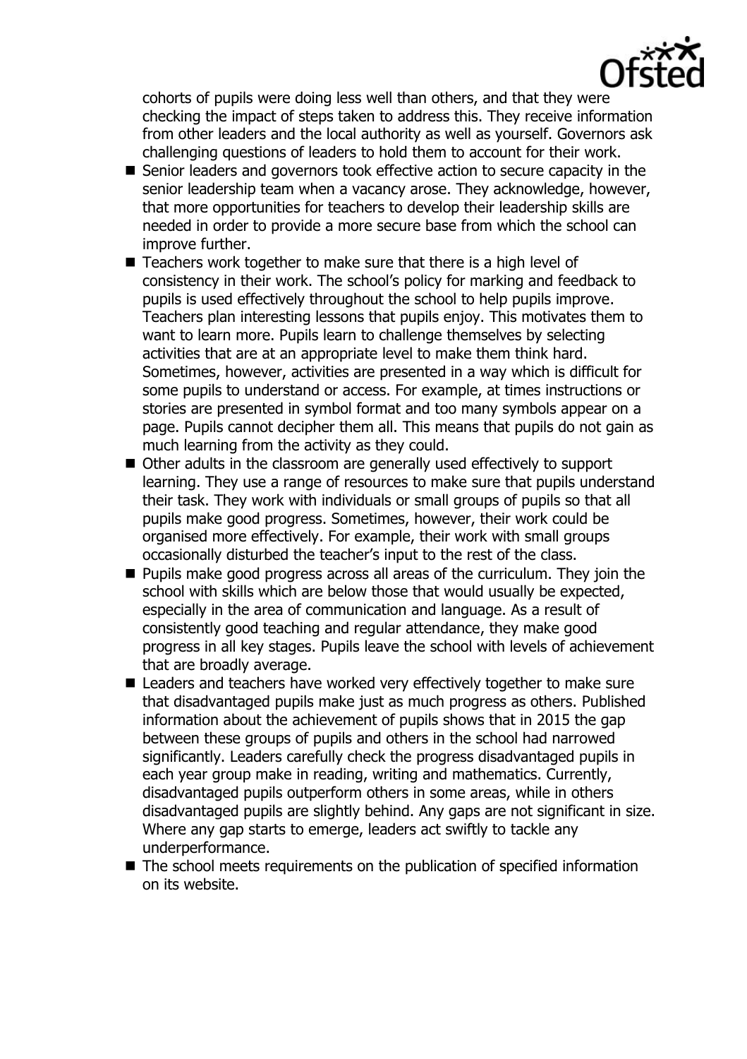cohorts of pupils were doing less well than others, and that they were checking the impact of steps taken to address this. They receive information from other leaders and the local authority as well as yourself. Governors ask challenging questions of leaders to hold them to account for their work.

- Senior leaders and governors took effective action to secure capacity in the senior leadership team when a vacancy arose. They acknowledge, however, that more opportunities for teachers to develop their leadership skills are needed in order to provide a more secure base from which the school can improve further.
- Teachers work together to make sure that there is a high level of consistency in their work. The school's policy for marking and feedback to pupils is used effectively throughout the school to help pupils improve. Teachers plan interesting lessons that pupils enjoy. This motivates them to want to learn more. Pupils learn to challenge themselves by selecting activities that are at an appropriate level to make them think hard. Sometimes, however, activities are presented in a way which is difficult for some pupils to understand or access. For example, at times instructions or stories are presented in symbol format and too many symbols appear on a page. Pupils cannot decipher them all. This means that pupils do not gain as much learning from the activity as they could.
- Other adults in the classroom are generally used effectively to support learning. They use a range of resources to make sure that pupils understand their task. They work with individuals or small groups of pupils so that all pupils make good progress. Sometimes, however, their work could be organised more effectively. For example, their work with small groups occasionally disturbed the teacher's input to the rest of the class.
- Pupils make good progress across all areas of the curriculum. They join the school with skills which are below those that would usually be expected, especially in the area of communication and language. As a result of consistently good teaching and regular attendance, they make good progress in all key stages. Pupils leave the school with levels of achievement that are broadly average.
- Leaders and teachers have worked very effectively together to make sure that disadvantaged pupils make just as much progress as others. Published information about the achievement of pupils shows that in 2015 the gap between these groups of pupils and others in the school had narrowed significantly. Leaders carefully check the progress disadvantaged pupils in each year group make in reading, writing and mathematics. Currently, disadvantaged pupils outperform others in some areas, while in others disadvantaged pupils are slightly behind. Any gaps are not significant in size. Where any gap starts to emerge, leaders act swiftly to tackle any underperformance.
- The school meets requirements on the publication of specified information on its website.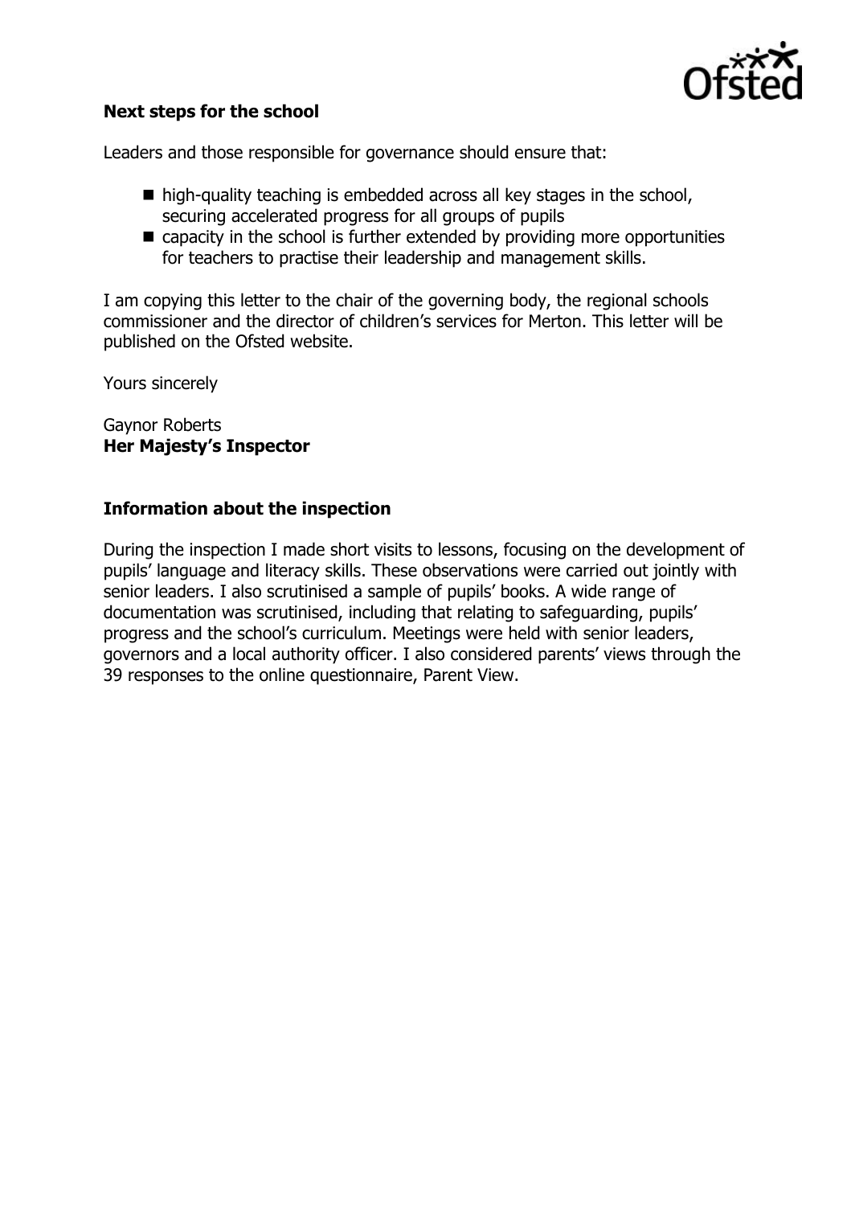**Next steps for the school**

Leaders and those responsible for governance should ensure that:

- high-quality teaching is embedded across all key stages in the school, securing accelerated progress for all groups of pupils
- capacity in the school is further extended by providing more opportunities for teachers to practise their leadership and management skills.

I am copying this letter to the chair of the governing body, the regional schools commissioner and the director of children's services for Merton. This letter will be published on the Ofsted website.

Yours sincerely

Gaynor Roberts
**Her Majesty's Inspector**

**Information about the inspection**

During the inspection I made short visits to lessons, focusing on the development of pupils' language and literacy skills. These observations were carried out jointly with senior leaders. I also scrutinised a sample of pupils' books. A wide range of documentation was scrutinised, including that relating to safeguarding, pupils' progress and the school's curriculum. Meetings were held with senior leaders, governors and a local authority officer. I also considered parents' views through the 39 responses to the online questionnaire, Parent View.